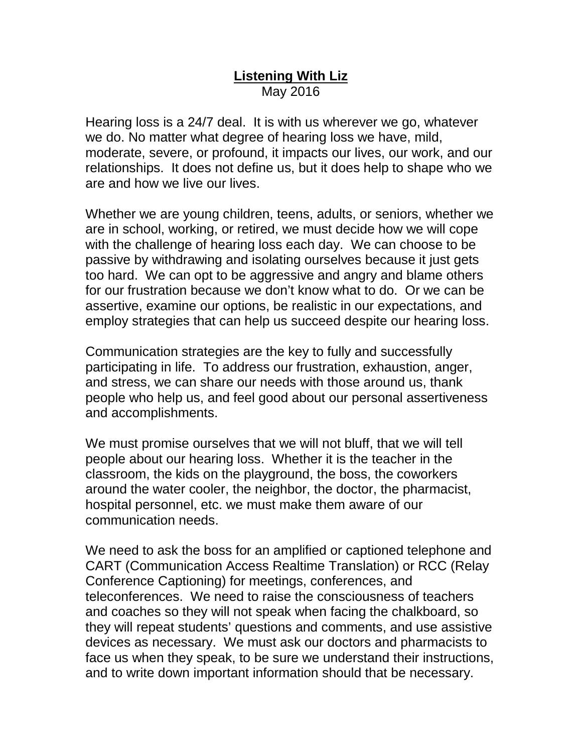# Listening With Liz

May 2016

Hearing loss is a 24/7 deal. It is with us wherever we go, whatever we do. No matter what degree of hearing loss we have, mild, moderate, severe, or profound, it impacts our lives, our work, and our relationships. It does not define us, but it does help to shape who we are and how we live our lives.

Whether we are young children, teens, adults, or seniors, whether we are in school, working, or retired, we must decide how we will cope with the challenge of hearing loss each day. We can choose to be passive by withdrawing and isolating ourselves because it just gets too hard. We can opt to be aggressive and angry and blame others for our frustration because we don't know what to do. Or we can be assertive, examine our options, be realistic in our expectations, and employ strategies that can help us succeed despite our hearing loss.

Communication strategies are the key to fully and successfully participating in life. To address our frustration, exhaustion, anger, and stress, we can share our needs with those around us, thank people who help us, and feel good about our personal assertiveness and accomplishments.

We must promise ourselves that we will not bluff, that we will tell people about our hearing loss. Whether it is the teacher in the classroom, the kids on the playground, the boss, the coworkers around the water cooler, the neighbor, the doctor, the pharmacist, hospital personnel, etc. we must make them aware of our communication needs.

We need to ask the boss for an amplified or captioned telephone and CART (Communication Access Realtime Translation) or RCC (Relay Conference Captioning) for meetings, conferences, and teleconferences. We need to raise the consciousness of teachers and coaches so they will not speak when facing the chalkboard, so they will repeat students' questions and comments, and use assistive devices as necessary. We must ask our doctors and pharmacists to face us when they speak, to be sure we understand their instructions, and to write down important information should that be necessary.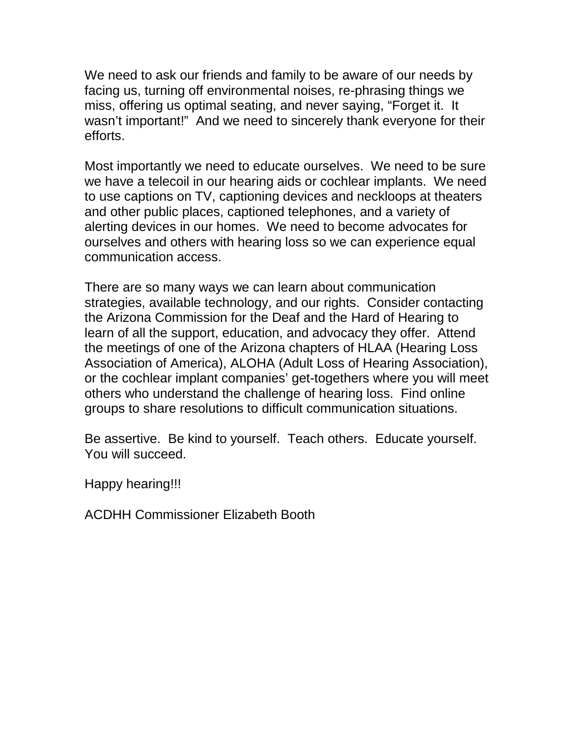We need to ask our friends and family to be aware of our needs by facing us, turning off environmental noises, re-phrasing things we miss, offering us optimal seating, and never saying, "Forget it. It wasn't important!" And we need to sincerely thank everyone for their efforts.

Most importantly we need to educate ourselves. We need to be sure we have a telecoil in our hearing aids or cochlear implants. We need to use captions on TV, captioning devices and neckloops at theaters and other public places, captioned telephones, and a variety of alerting devices in our homes. We need to become advocates for ourselves and others with hearing loss so we can experience equal communication access.

There are so many ways we can learn about communication strategies, available technology, and our rights. Consider contacting the Arizona Commission for the Deaf and the Hard of Hearing to learn of all the support, education, and advocacy they offer. Attend the meetings of one of the Arizona chapters of HLAA (Hearing Loss Association of America), ALOHA (Adult Loss of Hearing Association), or the cochlear implant companies' get-togethers where you will meet others who understand the challenge of hearing loss. Find online groups to share resolutions to difficult communication situations.

Be assertive. Be kind to yourself. Teach others. Educate yourself. You will succeed.

Happy hearing!!!

ACDHH Commissioner Elizabeth Booth